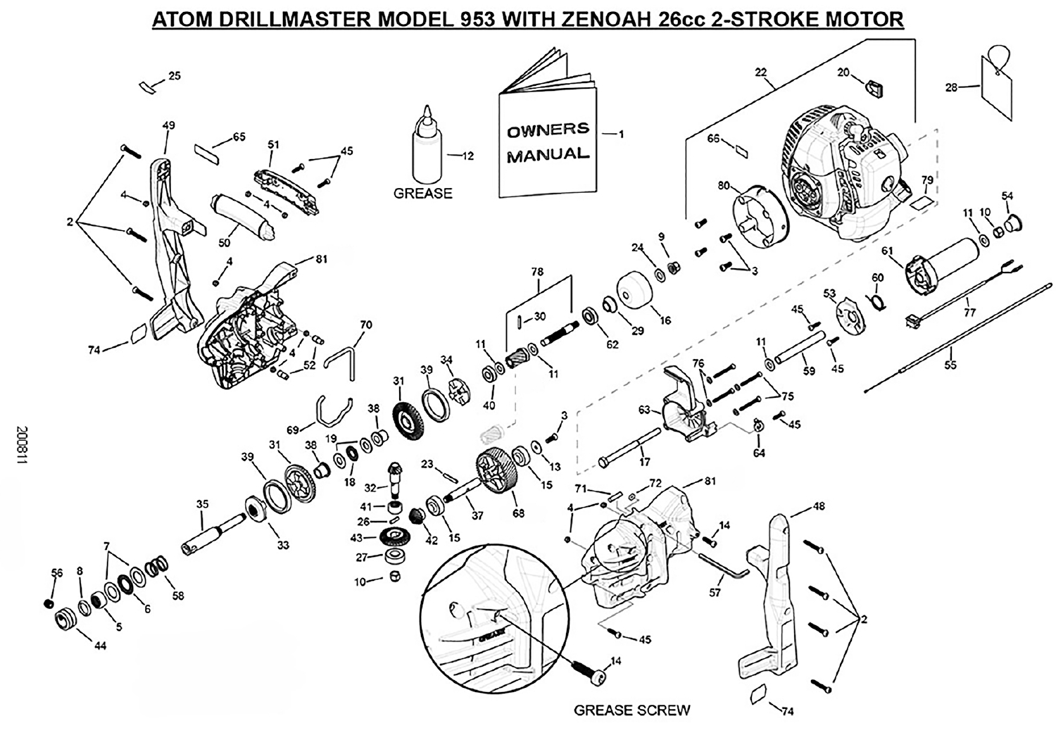# ATOM DRILLMASTER MODEL 953 WITH ZENOAH 26cc 2-STROKE MOTOR

OWNERS MANUAL

GREASE

GREASE SCREW

200811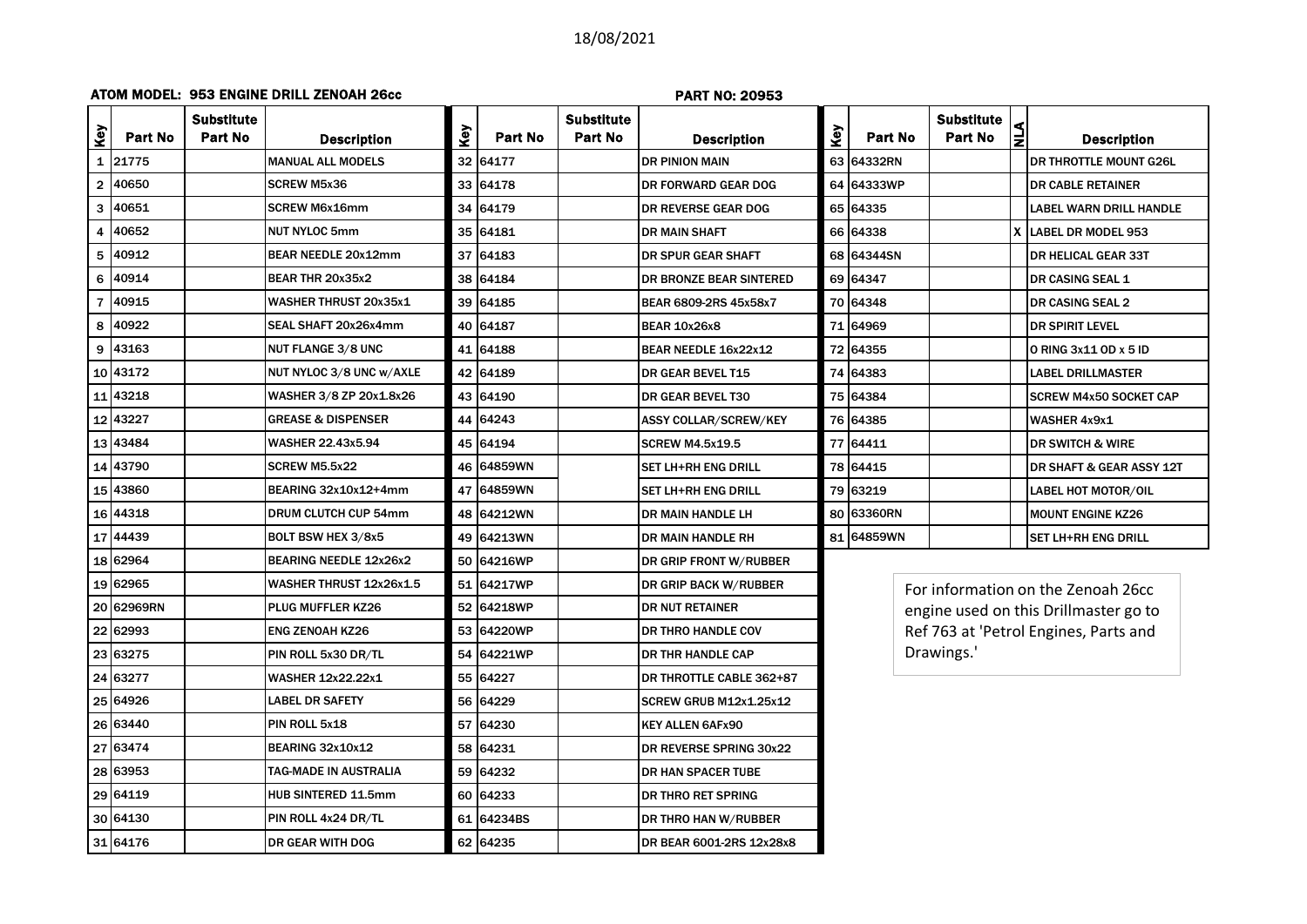18/08/2021

**ATOM MODEL: 953 ENGINE DRILL ZENOAH 26cc**

**PART NO: 20953**

| Key | Part No | Substitute Part No | Description | Key | Part No | Substitute Part No | Description | Key | Part No | Substitute Part No | NLA | Description |
|---|---|---|---|---|---|---|---|---|---|---|---|---|
| 1 | 21775 | | MANUAL ALL MODELS | 32 | 64177 | | DR PINION MAIN | 63 | 64332RN | | | DR THROTTLE MOUNT G26L |
| 2 | 40650 | | SCREW M5x36 | 33 | 64178 | | DR FORWARD GEAR DOG | 64 | 64333WP | | | DR CABLE RETAINER |
| 3 | 40651 | | SCREW M6x16mm | 34 | 64179 | | DR REVERSE GEAR DOG | 65 | 64335 | | | LABEL WARN DRILL HANDLE |
| 4 | 40652 | | NUT NYLOC 5mm | 35 | 64181 | | DR MAIN SHAFT | 66 | 64338 | | X | LABEL DR MODEL 953 |
| 5 | 40912 | | BEAR NEEDLE 20x12mm | 37 | 64183 | | DR SPUR GEAR SHAFT | 68 | 64344SN | | | DR HELICAL GEAR 33T |
| 6 | 40914 | | BEAR THR 20x35x2 | 38 | 64184 | | DR BRONZE BEAR SINTERED | 69 | 64347 | | | DR CASING SEAL 1 |
| 7 | 40915 | | WASHER THRUST 20x35x1 | 39 | 64185 | | BEAR 6809-2RS 45x58x7 | 70 | 64348 | | | DR CASING SEAL 2 |
| 8 | 40922 | | SEAL SHAFT 20x26x4mm | 40 | 64187 | | BEAR 10x26x8 | 71 | 64969 | | | DR SPIRIT LEVEL |
| 9 | 43163 | | NUT FLANGE 3/8 UNC | 41 | 64188 | | BEAR NEEDLE 16x22x12 | 72 | 64355 | | | O RING 3x11 OD x 5 ID |
| 10 | 43172 | | NUT NYLOC 3/8 UNC w/AXLE | 42 | 64189 | | DR GEAR BEVEL T15 | 74 | 64383 | | | LABEL DRILLMASTER |
| 11 | 43218 | | WASHER 3/8 ZP 20x1.8x26 | 43 | 64190 | | DR GEAR BEVEL T30 | 75 | 64384 | | | SCREW M4x50 SOCKET CAP |
| 12 | 43227 | | GREASE & DISPENSER | 44 | 64243 | | ASSY COLLAR/SCREW/KEY | 76 | 64385 | | | WASHER 4x9x1 |
| 13 | 43484 | | WASHER 22.43x5.94 | 45 | 64194 | | SCREW M4.5x19.5 | 77 | 64411 | | | DR SWITCH & WIRE |
| 14 | 43790 | | SCREW M5.5x22 | 46 | 64859WN | | SET LH+RH ENG DRILL | 78 | 64415 | | | DR SHAFT & GEAR ASSY 12T |
| 15 | 43860 | | BEARING 32x10x12+4mm | 47 | 64859WN | | SET LH+RH ENG DRILL | 79 | 63219 | | | LABEL HOT MOTOR/OIL |
| 16 | 44318 | | DRUM CLUTCH CUP 54mm | 48 | 64212WN | | DR MAIN HANDLE LH | 80 | 63360RN | | | MOUNT ENGINE KZ26 |
| 17 | 44439 | | BOLT BSW HEX 3/8x5 | 49 | 64213WN | | DR MAIN HANDLE RH | 81 | 64859WN | | | SET LH+RH ENG DRILL |
| 18 | 62964 | | BEARING NEEDLE 12x26x2 | 50 | 64216WP | | DR GRIP FRONT W/RUBBER | | | | | |
| 19 | 62965 | | WASHER THRUST 12x26x1.5 | 51 | 64217WP | | DR GRIP BACK W/RUBBER | | | | | |
| 20 | 62969RN | | PLUG MUFFLER KZ26 | 52 | 64218WP | | DR NUT RETAINER | | | | | |
| 22 | 62993 | | ENG ZENOAH KZ26 | 53 | 64220WP | | DR THRO HANDLE COV | | | | | |
| 23 | 63275 | | PIN ROLL 5x30 DR/TL | 54 | 64221WP | | DR THR HANDLE CAP | | | | | |
| 24 | 63277 | | WASHER 12x22.22x1 | 55 | 64227 | | DR THROTTLE CABLE 362+87 | | | | | |
| 25 | 64926 | | LABEL DR SAFETY | 56 | 64229 | | SCREW GRUB M12x1.25x12 | | | | | |
| 26 | 63440 | | PIN ROLL 5x18 | 57 | 64230 | | KEY ALLEN 6AFx90 | | | | | |
| 27 | 63474 | | BEARING 32x10x12 | 58 | 64231 | | DR REVERSE SPRING 30x22 | | | | | |
| 28 | 63953 | | TAG-MADE IN AUSTRALIA | 59 | 64232 | | DR HAN SPACER TUBE | | | | | |
| 29 | 64119 | | HUB SINTERED 11.5mm | 60 | 64233 | | DR THRO RET SPRING | | | | | |
| 30 | 64130 | | PIN ROLL 4x24 DR/TL | 61 | 64234BS | | DR THRO HAN W/RUBBER | | | | | |
| 31 | 64176 | | DR GEAR WITH DOG | 62 | 64235 | | DR BEAR 6001-2RS 12x28x8 | | | | | |

For information on the Zenoah 26cc engine used on this Drillmaster go to Ref 763 at 'Petrol Engines, Parts and Drawings.'